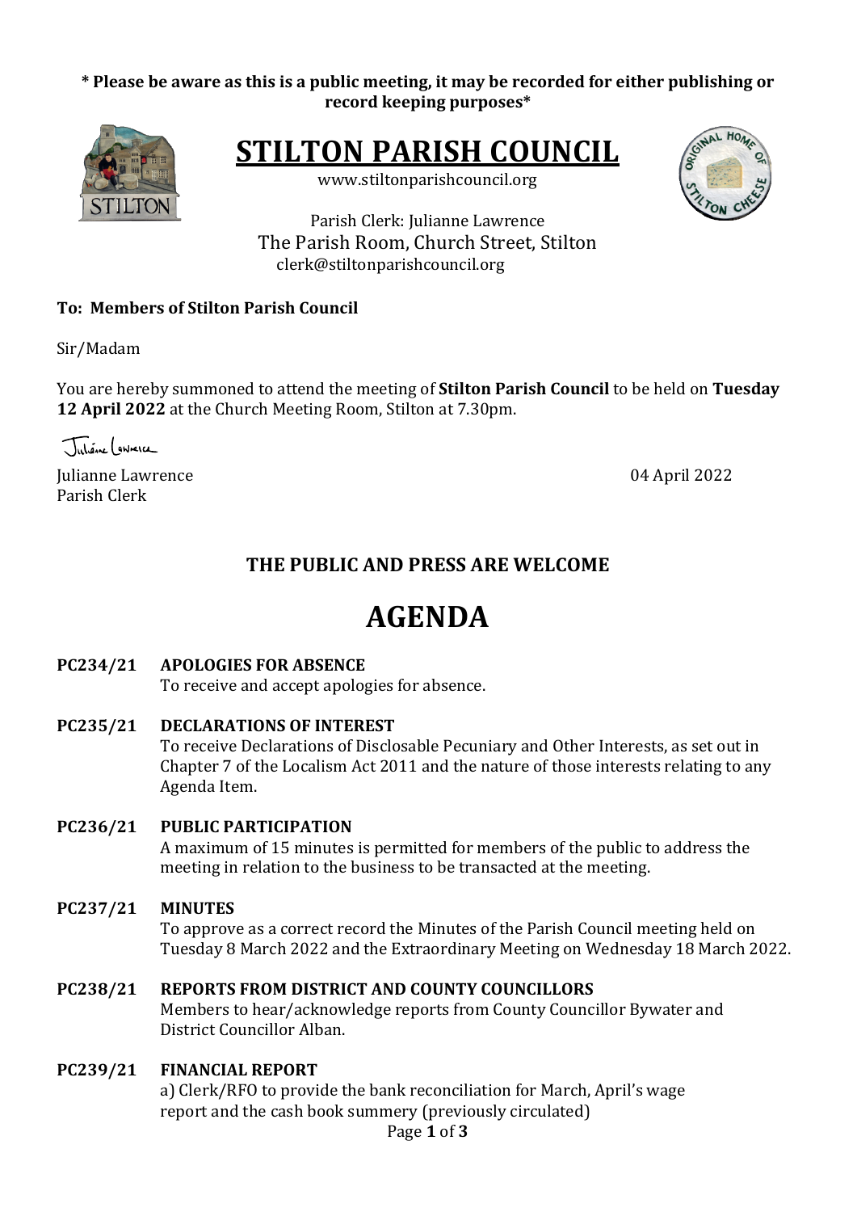**\* Please be aware as this is a public meeting, it may be recorded for either publishing or record keeping purposes\***

# STILTON PARISH COUNCIL

www.stiltonparishcouncil.org

Parish Clerk: Julianne Lawrence
The Parish Room, Church Street, Stilton
clerk@stiltonparishcouncil.org

**To: Members of Stilton Parish Council**

Sir/Madam

You are hereby summoned to attend the meeting of **Stilton Parish Council** to be held on **Tuesday 12 April 2022** at the Church Meeting Room, Stilton at 7.30pm.

Julianne Lawrence
Parish Clerk

04 April 2022

## THE PUBLIC AND PRESS ARE WELCOME

# AGENDA

**PC234/21 APOLOGIES FOR ABSENCE**
To receive and accept apologies for absence.

**PC235/21 DECLARATIONS OF INTEREST**
To receive Declarations of Disclosable Pecuniary and Other Interests, as set out in Chapter 7 of the Localism Act 2011 and the nature of those interests relating to any Agenda Item.

**PC236/21 PUBLIC PARTICIPATION**
A maximum of 15 minutes is permitted for members of the public to address the meeting in relation to the business to be transacted at the meeting.

**PC237/21 MINUTES**
To approve as a correct record the Minutes of the Parish Council meeting held on Tuesday 8 March 2022 and the Extraordinary Meeting on Wednesday 18 March 2022.

**PC238/21 REPORTS FROM DISTRICT AND COUNTY COUNCILLORS**
Members to hear/acknowledge reports from County Councillor Bywater and District Councillor Alban.

**PC239/21 FINANCIAL REPORT**
a) Clerk/RFO to provide the bank reconciliation for March, April's wage report and the cash book summery (previously circulated)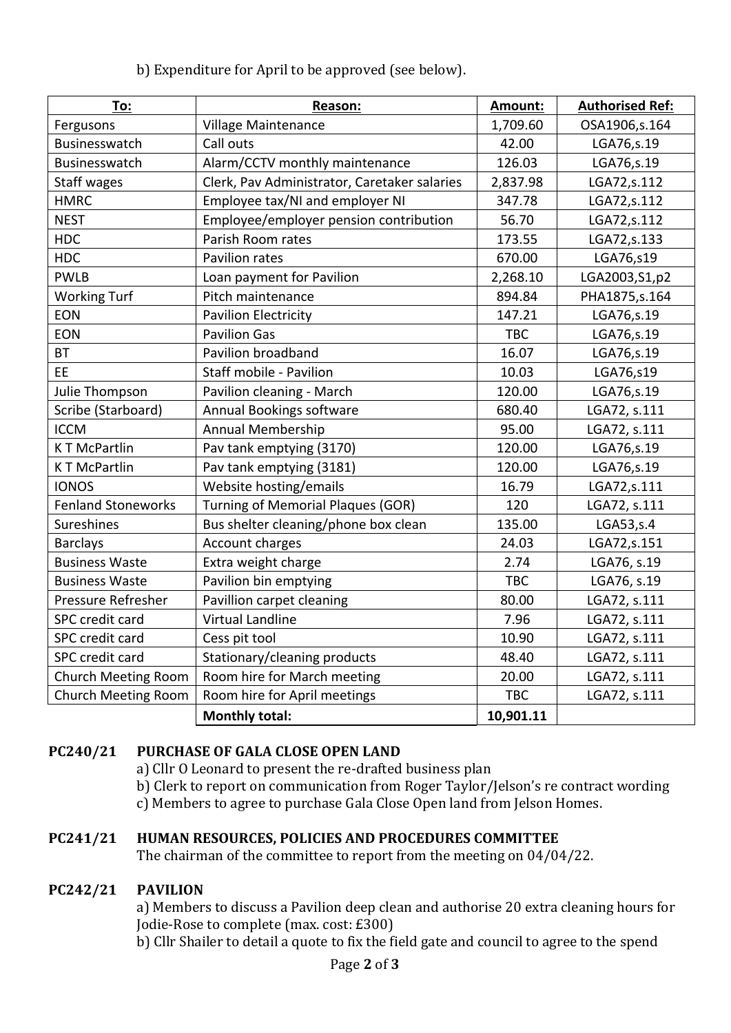b) Expenditure for April to be approved (see below).

| To: | Reason: | Amount: | Authorised Ref: |
|---|---|---|---|
| Fergusons | Village Maintenance | 1,709.60 | OSA1906,s.164 |
| Businesswatch | Call outs | 42.00 | LGA76,s.19 |
| Businesswatch | Alarm/CCTV monthly maintenance | 126.03 | LGA76,s.19 |
| Staff wages | Clerk, Pav Administrator, Caretaker salaries | 2,837.98 | LGA72,s.112 |
| HMRC | Employee tax/NI and employer NI | 347.78 | LGA72,s.112 |
| NEST | Employee/employer pension contribution | 56.70 | LGA72,s.112 |
| HDC | Parish Room rates | 173.55 | LGA72,s.133 |
| HDC | Pavilion rates | 670.00 | LGA76,s19 |
| PWLB | Loan payment for Pavilion | 2,268.10 | LGA2003,S1,p2 |
| Working Turf | Pitch maintenance | 894.84 | PHA1875,s.164 |
| EON | Pavilion Electricity | 147.21 | LGA76,s.19 |
| EON | Pavilion Gas | TBC | LGA76,s.19 |
| BT | Pavilion broadband | 16.07 | LGA76,s.19 |
| EE | Staff mobile - Pavilion | 10.03 | LGA76,s19 |
| Julie Thompson | Pavilion cleaning - March | 120.00 | LGA76,s.19 |
| Scribe (Starboard) | Annual Bookings software | 680.40 | LGA72, s.111 |
| ICCM | Annual Membership | 95.00 | LGA72, s.111 |
| K T McPartlin | Pav tank emptying (3170) | 120.00 | LGA76,s.19 |
| K T McPartlin | Pav tank emptying (3181) | 120.00 | LGA76,s.19 |
| IONOS | Website hosting/emails | 16.79 | LGA72,s.111 |
| Fenland Stoneworks | Turning of Memorial Plaques (GOR) | 120 | LGA72, s.111 |
| Sureshines | Bus shelter cleaning/phone box clean | 135.00 | LGA53,s.4 |
| Barclays | Account charges | 24.03 | LGA72,s.151 |
| Business Waste | Extra weight charge | 2.74 | LGA76, s.19 |
| Business Waste | Pavilion bin emptying | TBC | LGA76, s.19 |
| Pressure Refresher | Pavillion carpet cleaning | 80.00 | LGA72, s.111 |
| SPC credit card | Virtual Landline | 7.96 | LGA72, s.111 |
| SPC credit card | Cess pit tool | 10.90 | LGA72, s.111 |
| SPC credit card | Stationary/cleaning products | 48.40 | LGA72, s.111 |
| Church Meeting Room | Room hire for March meeting | 20.00 | LGA72, s.111 |
| Church Meeting Room | Room hire for April meetings | TBC | LGA72, s.111 |
| | **Monthly total:** | **10,901.11** | |

**PC240/21 PURCHASE OF GALA CLOSE OPEN LAND**

a) Cllr O Leonard to present the re-drafted business plan
b) Clerk to report on communication from Roger Taylor/Jelson's re contract wording
c) Members to agree to purchase Gala Close Open land from Jelson Homes.

**PC241/21 HUMAN RESOURCES, POLICIES AND PROCEDURES COMMITTEE**

The chairman of the committee to report from the meeting on 04/04/22.

**PC242/21 PAVILION**

a) Members to discuss a Pavilion deep clean and authorise 20 extra cleaning hours for Jodie-Rose to complete (max. cost: £300)
b) Cllr Shailer to detail a quote to fix the field gate and council to agree to the spend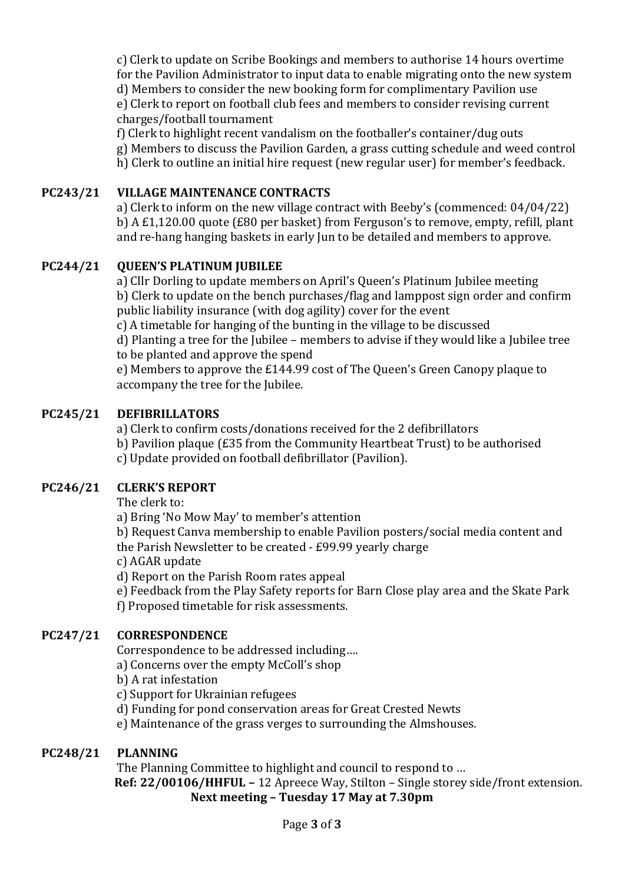c) Clerk to update on Scribe Bookings and members to authorise 14 hours overtime for the Pavilion Administrator to input data to enable migrating onto the new system
d) Members to consider the new booking form for complimentary Pavilion use
e) Clerk to report on football club fees and members to consider revising current charges/football tournament
f) Clerk to highlight recent vandalism on the footballer's container/dug outs
g) Members to discuss the Pavilion Garden, a grass cutting schedule and weed control
h) Clerk to outline an initial hire request (new regular user) for member's feedback.

**PC243/21 VILLAGE MAINTENANCE CONTRACTS**

a) Clerk to inform on the new village contract with Beeby's (commenced: 04/04/22)
b) A £1,120.00 quote (£80 per basket) from Ferguson's to remove, empty, refill, plant and re-hang hanging baskets in early Jun to be detailed and members to approve.

**PC244/21 QUEEN'S PLATINUM JUBILEE**

a) Cllr Dorling to update members on April's Queen's Platinum Jubilee meeting
b) Clerk to update on the bench purchases/flag and lamppost sign order and confirm public liability insurance (with dog agility) cover for the event
c) A timetable for hanging of the bunting in the village to be discussed
d) Planting a tree for the Jubilee – members to advise if they would like a Jubilee tree to be planted and approve the spend
e) Members to approve the £144.99 cost of The Queen's Green Canopy plaque to accompany the tree for the Jubilee.

**PC245/21 DEFIBRILLATORS**

a) Clerk to confirm costs/donations received for the 2 defibrillators
b) Pavilion plaque (£35 from the Community Heartbeat Trust) to be authorised
c) Update provided on football defibrillator (Pavilion).

**PC246/21 CLERK'S REPORT**

The clerk to:
a) Bring 'No Mow May' to member's attention
b) Request Canva membership to enable Pavilion posters/social media content and the Parish Newsletter to be created - £99.99 yearly charge
c) AGAR update
d) Report on the Parish Room rates appeal
e) Feedback from the Play Safety reports for Barn Close play area and the Skate Park
f) Proposed timetable for risk assessments.

**PC247/21 CORRESPONDENCE**

Correspondence to be addressed including….
a) Concerns over the empty McColl's shop
b) A rat infestation
c) Support for Ukrainian refugees
d) Funding for pond conservation areas for Great Crested Newts
e) Maintenance of the grass verges to surrounding the Almshouses.

**PC248/21 PLANNING**

The Planning Committee to highlight and council to respond to …
**Ref: 22/00106/HHFUL –** 12 Apreece Way, Stilton – Single storey side/front extension.

**Next meeting – Tuesday 17 May at 7.30pm**